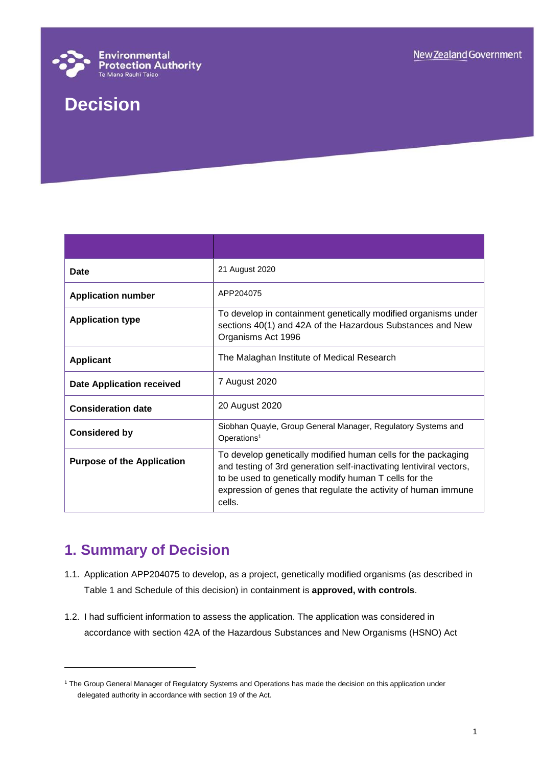Environmental Protection Authority
Te Mana Rauhī Taiao

New Zealand Government

# Decision

| | |
|---|---|
| **Date** | 21 August 2020 |
| **Application number** | APP204075 |
| **Application type** | To develop in containment genetically modified organisms under sections 40(1) and 42A of the Hazardous Substances and New Organisms Act 1996 |
| **Applicant** | The Malaghan Institute of Medical Research |
| **Date Application received** | 7 August 2020 |
| **Consideration date** | 20 August 2020 |
| **Considered by** | Siobhan Quayle, Group General Manager, Regulatory Systems and Operations[1] |
| **Purpose of the Application** | To develop genetically modified human cells for the packaging and testing of 3rd generation self-inactivating lentiviral vectors, to be used to genetically modify human T cells for the expression of genes that regulate the activity of human immune cells. |

## 1. Summary of Decision

1.1. Application APP204075 to develop, as a project, genetically modified organisms (as described in Table 1 and Schedule of this decision) in containment is **approved, with controls**.

1.2. I had sufficient information to assess the application. The application was considered in accordance with section 42A of the Hazardous Substances and New Organisms (HSNO) Act

[1] The Group General Manager of Regulatory Systems and Operations has made the decision on this application under delegated authority in accordance with section 19 of the Act.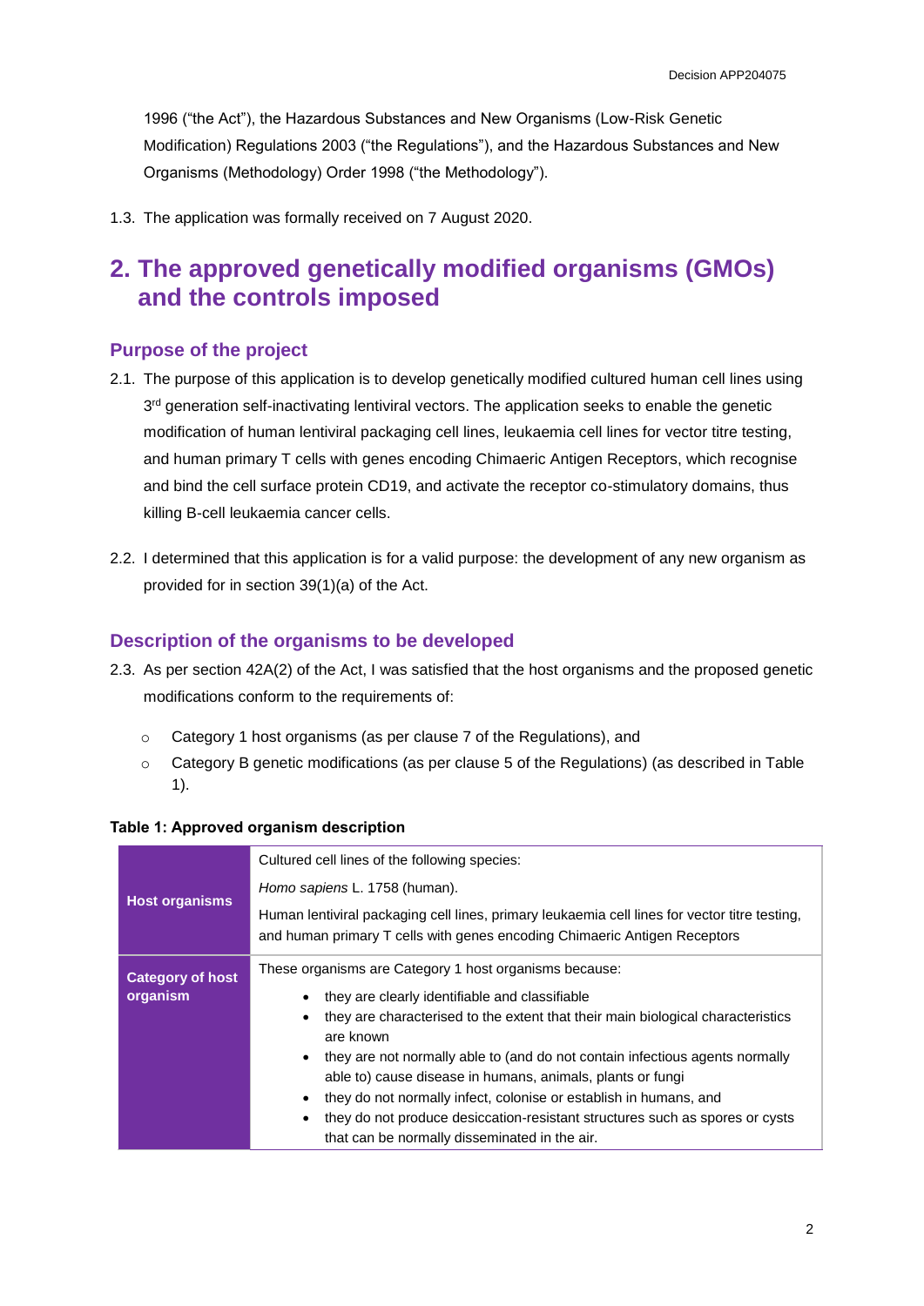1996 ("the Act"), the Hazardous Substances and New Organisms (Low-Risk Genetic Modification) Regulations 2003 ("the Regulations"), and the Hazardous Substances and New Organisms (Methodology) Order 1998 ("the Methodology").

1.3. The application was formally received on 7 August 2020.

## 2. The approved genetically modified organisms (GMOs) and the controls imposed

### Purpose of the project

2.1. The purpose of this application is to develop genetically modified cultured human cell lines using 3rd generation self-inactivating lentiviral vectors. The application seeks to enable the genetic modification of human lentiviral packaging cell lines, leukaemia cell lines for vector titre testing, and human primary T cells with genes encoding Chimaeric Antigen Receptors, which recognise and bind the cell surface protein CD19, and activate the receptor co-stimulatory domains, thus killing B-cell leukaemia cancer cells.

2.2. I determined that this application is for a valid purpose: the development of any new organism as provided for in section 39(1)(a) of the Act.

### Description of the organisms to be developed

2.3. As per section 42A(2) of the Act, I was satisfied that the host organisms and the proposed genetic modifications conform to the requirements of:

- Category 1 host organisms (as per clause 7 of the Regulations), and
- Category B genetic modifications (as per clause 5 of the Regulations) (as described in Table 1).

**Table 1: Approved organism description**

| | |
|---|---|
| **Host organisms** | Cultured cell lines of the following species:<br>*Homo sapiens* L. 1758 (human).<br>Human lentiviral packaging cell lines, primary leukaemia cell lines for vector titre testing, and human primary T cells with genes encoding Chimaeric Antigen Receptors |
| **Category of host organism** | These organisms are Category 1 host organisms because:<br>• they are clearly identifiable and classifiable<br>• they are characterised to the extent that their main biological characteristics are known<br>• they are not normally able to (and do not contain infectious agents normally able to) cause disease in humans, animals, plants or fungi<br>• they do not normally infect, colonise or establish in humans, and<br>• they do not produce desiccation-resistant structures such as spores or cysts that can be normally disseminated in the air. |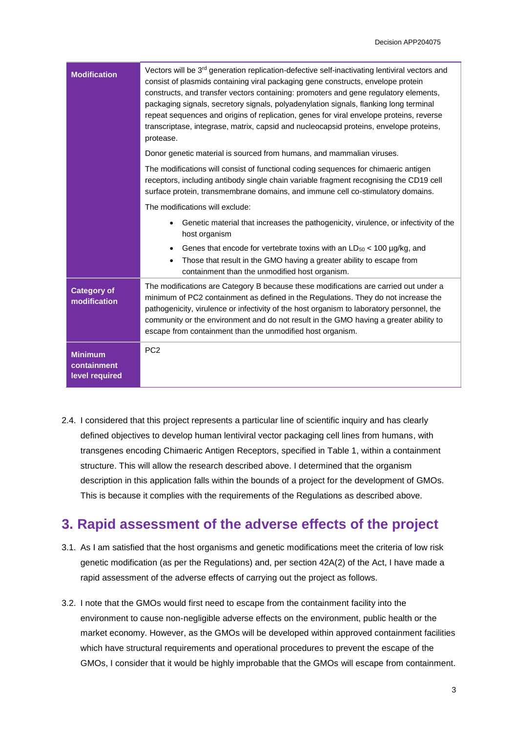| Modification | Vectors will be 3rd generation replication-defective self-inactivating lentiviral vectors and consist of plasmids containing viral packaging gene constructs, envelope protein constructs, and transfer vectors containing: promoters and gene regulatory elements, packaging signals, secretory signals, polyadenylation signals, flanking long terminal repeat sequences and origins of replication, genes for viral envelope proteins, reverse transcriptase, integrase, matrix, capsid and nucleocapsid proteins, envelope proteins, protease.<br><br>Donor genetic material is sourced from humans, and mammalian viruses.<br><br>The modifications will consist of functional coding sequences for chimaeric antigen receptors, including antibody single chain variable fragment recognising the CD19 cell surface protein, transmembrane domains, and immune cell co-stimulatory domains.<br><br>The modifications will exclude:<br>• Genetic material that increases the pathogenicity, virulence, or infectivity of the host organism<br>• Genes that encode for vertebrate toxins with an $LD_{50}$ < 100 µg/kg, and<br>• Those that result in the GMO having a greater ability to escape from containment than the unmodified host organism. |
|---|---|
| **Category of modification** | The modifications are Category B because these modifications are carried out under a minimum of PC2 containment as defined in the Regulations. They do not increase the pathogenicity, virulence or infectivity of the host organism to laboratory personnel, the community or the environment and do not result in the GMO having a greater ability to escape from containment than the unmodified host organism. |
| **Minimum containment level required** | PC2 |

2.4. I considered that this project represents a particular line of scientific inquiry and has clearly defined objectives to develop human lentiviral vector packaging cell lines from humans, with transgenes encoding Chimaeric Antigen Receptors, specified in Table 1, within a containment structure. This will allow the research described above. I determined that the organism description in this application falls within the bounds of a project for the development of GMOs. This is because it complies with the requirements of the Regulations as described above.

## 3. Rapid assessment of the adverse effects of the project

3.1. As I am satisfied that the host organisms and genetic modifications meet the criteria of low risk genetic modification (as per the Regulations) and, per section 42A(2) of the Act, I have made a rapid assessment of the adverse effects of carrying out the project as follows.

3.2. I note that the GMOs would first need to escape from the containment facility into the environment to cause non-negligible adverse effects on the environment, public health or the market economy. However, as the GMOs will be developed within approved containment facilities which have structural requirements and operational procedures to prevent the escape of the GMOs, I consider that it would be highly improbable that the GMOs will escape from containment.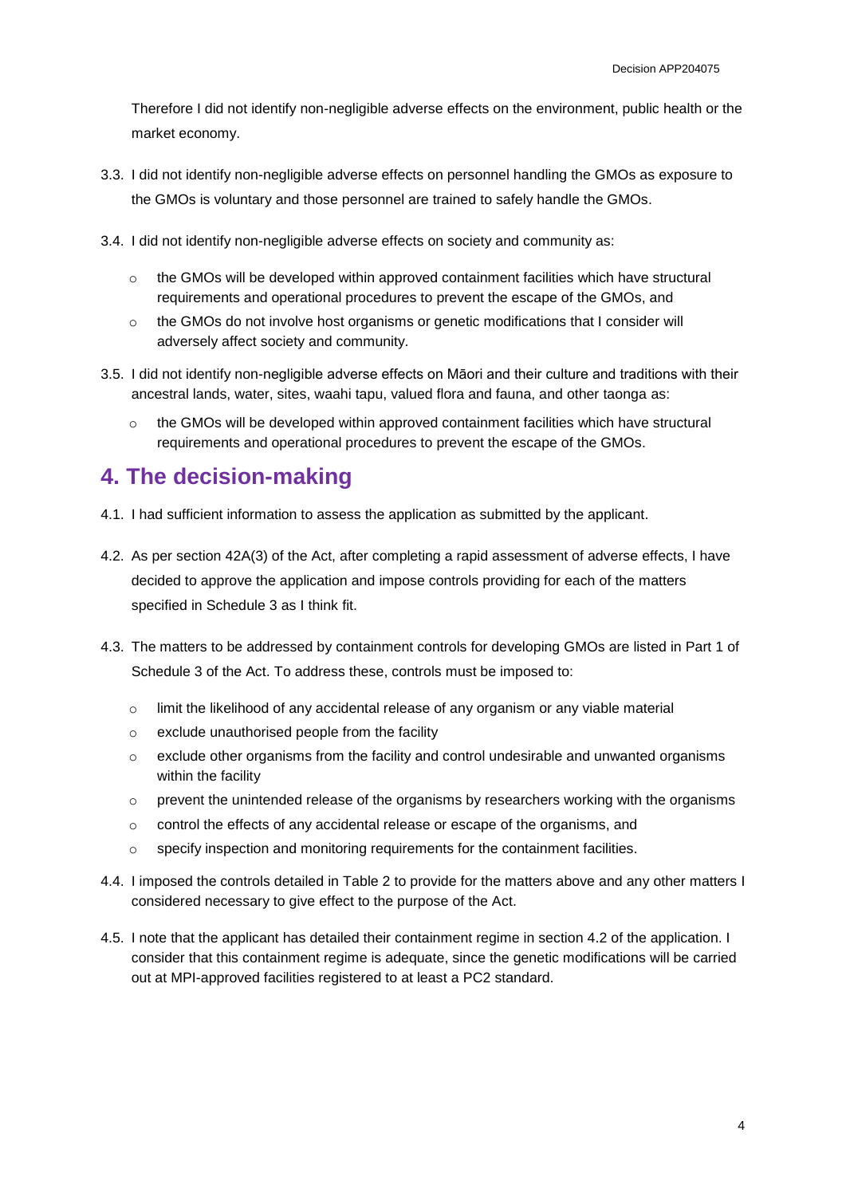Therefore I did not identify non-negligible adverse effects on the environment, public health or the market economy.

3.3. I did not identify non-negligible adverse effects on personnel handling the GMOs as exposure to the GMOs is voluntary and those personnel are trained to safely handle the GMOs.

3.4. I did not identify non-negligible adverse effects on society and community as:

- the GMOs will be developed within approved containment facilities which have structural requirements and operational procedures to prevent the escape of the GMOs, and
- the GMOs do not involve host organisms or genetic modifications that I consider will adversely affect society and community.

3.5. I did not identify non-negligible adverse effects on Māori and their culture and traditions with their ancestral lands, water, sites, waahi tapu, valued flora and fauna, and other taonga as:

- the GMOs will be developed within approved containment facilities which have structural requirements and operational procedures to prevent the escape of the GMOs.

## 4. The decision-making

4.1. I had sufficient information to assess the application as submitted by the applicant.

4.2. As per section 42A(3) of the Act, after completing a rapid assessment of adverse effects, I have decided to approve the application and impose controls providing for each of the matters specified in Schedule 3 as I think fit.

4.3. The matters to be addressed by containment controls for developing GMOs are listed in Part 1 of Schedule 3 of the Act. To address these, controls must be imposed to:

- limit the likelihood of any accidental release of any organism or any viable material
- exclude unauthorised people from the facility
- exclude other organisms from the facility and control undesirable and unwanted organisms within the facility
- prevent the unintended release of the organisms by researchers working with the organisms
- control the effects of any accidental release or escape of the organisms, and
- specify inspection and monitoring requirements for the containment facilities.

4.4. I imposed the controls detailed in Table 2 to provide for the matters above and any other matters I considered necessary to give effect to the purpose of the Act.

4.5. I note that the applicant has detailed their containment regime in section 4.2 of the application. I consider that this containment regime is adequate, since the genetic modifications will be carried out at MPI-approved facilities registered to at least a PC2 standard.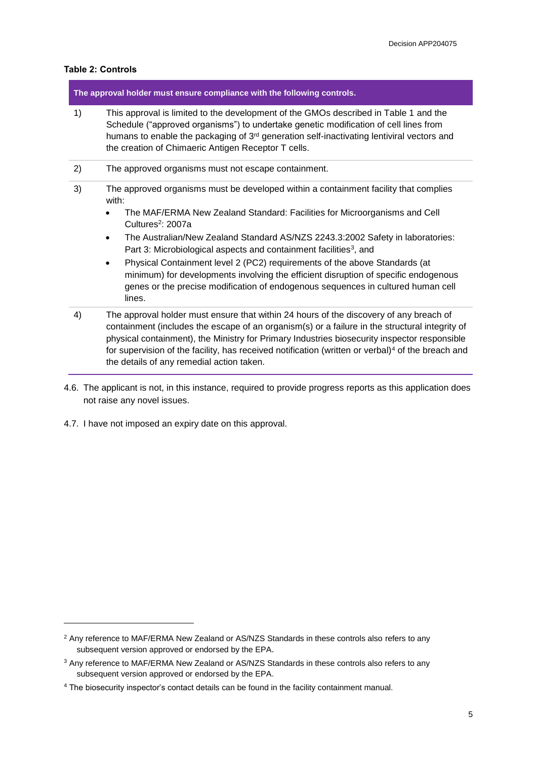**Table 2: Controls**

| The approval holder must ensure compliance with the following controls. | |
|---|---|
| 1) | This approval is limited to the development of the GMOs described in Table 1 and the Schedule ("approved organisms") to undertake genetic modification of cell lines from humans to enable the packaging of 3rd generation self-inactivating lentiviral vectors and the creation of Chimaeric Antigen Receptor T cells. |
| 2) | The approved organisms must not escape containment. |
| 3) | The approved organisms must be developed within a containment facility that complies with: <br>• The MAF/ERMA New Zealand Standard: Facilities for Microorganisms and Cell Cultures[2]: 2007a <br>• The Australian/New Zealand Standard AS/NZS 2243.3:2002 Safety in laboratories: Part 3: Microbiological aspects and containment facilities[3], and <br>• Physical Containment level 2 (PC2) requirements of the above Standards (at minimum) for developments involving the efficient disruption of specific endogenous genes or the precise modification of endogenous sequences in cultured human cell lines. |
| 4) | The approval holder must ensure that within 24 hours of the discovery of any breach of containment (includes the escape of an organism(s) or a failure in the structural integrity of physical containment), the Ministry for Primary Industries biosecurity inspector responsible for supervision of the facility, has received notification (written or verbal)[4] of the breach and the details of any remedial action taken. |

4.6. The applicant is not, in this instance, required to provide progress reports as this application does not raise any novel issues.

4.7. I have not imposed an expiry date on this approval.

---

[2] Any reference to MAF/ERMA New Zealand or AS/NZS Standards in these controls also refers to any subsequent version approved or endorsed by the EPA.

[3] Any reference to MAF/ERMA New Zealand or AS/NZS Standards in these controls also refers to any subsequent version approved or endorsed by the EPA.

[4] The biosecurity inspector's contact details can be found in the facility containment manual.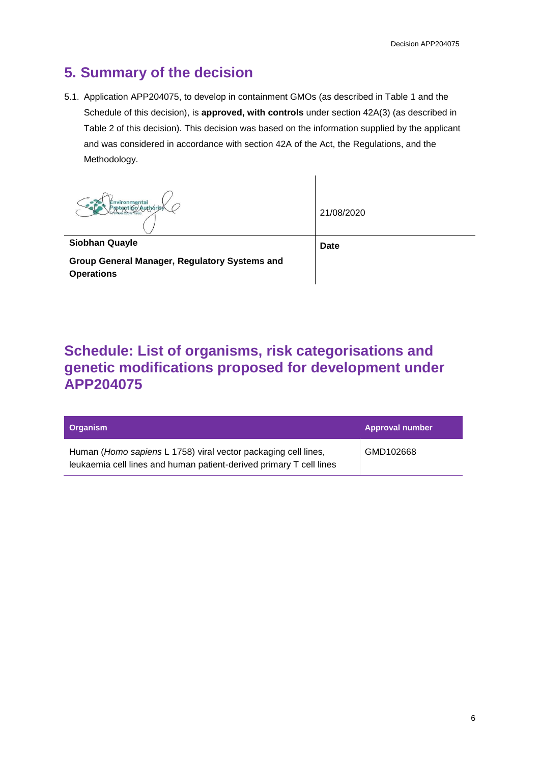## 5. Summary of the decision

5.1. Application APP204075, to develop in containment GMOs (as described in Table 1 and the Schedule of this decision), is **approved, with controls** under section 42A(3) (as described in Table 2 of this decision). This decision was based on the information supplied by the applicant and was considered in accordance with section 42A of the Act, the Regulations, and the Methodology.

| | |
|---|---|
| | 21/08/2020 |
| **Siobhan Quayle**<br>**Group General Manager, Regulatory Systems and Operations** | **Date** |

## Schedule: List of organisms, risk categorisations and genetic modifications proposed for development under APP204075

| Organism | Approval number |
|---|---|
| Human (*Homo sapiens* L 1758) viral vector packaging cell lines, leukaemia cell lines and human patient-derived primary T cell lines | GMD102668 |